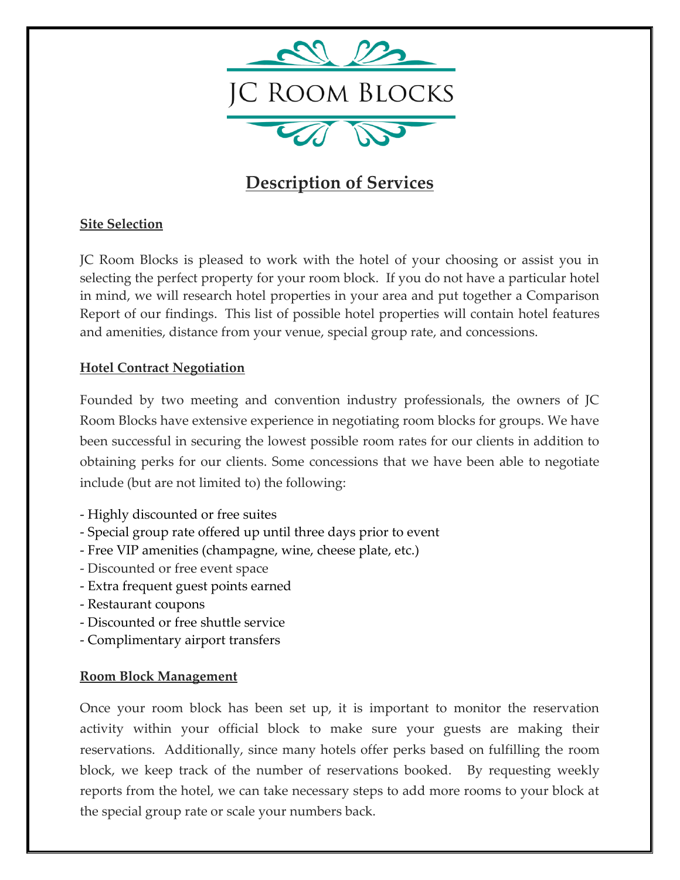# JC Room Blocks

## Description of Services

### Site Selection

JC Room Blocks is pleased to work with the hotel of your choosing or assist you in selecting the perfect property for your room block. If you do not have a particular hotel in mind, we will research hotel properties in your area and put together a Comparison Report of our findings. This list of possible hotel properties will contain hotel features and amenities, distance from your venue, special group rate, and concessions.

### Hotel Contract Negotiation

Founded by two meeting and convention industry professionals, the owners of JC Room Blocks have extensive experience in negotiating room blocks for groups. We have been successful in securing the lowest possible room rates for our clients in addition to obtaining perks for our clients. Some concessions that we have been able to negotiate include (but are not limited to) the following:

- Highly discounted or free suites
- Special group rate offered up until three days prior to event
- Free VIP amenities (champagne, wine, cheese plate, etc.)
- Discounted or free event space
- Extra frequent guest points earned
- Restaurant coupons
- Discounted or free shuttle service
- Complimentary airport transfers

### Room Block Management

Once your room block has been set up, it is important to monitor the reservation activity within your official block to make sure your guests are making their reservations. Additionally, since many hotels offer perks based on fulfilling the room block, we keep track of the number of reservations booked. By requesting weekly reports from the hotel, we can take necessary steps to add more rooms to your block at the special group rate or scale your numbers back.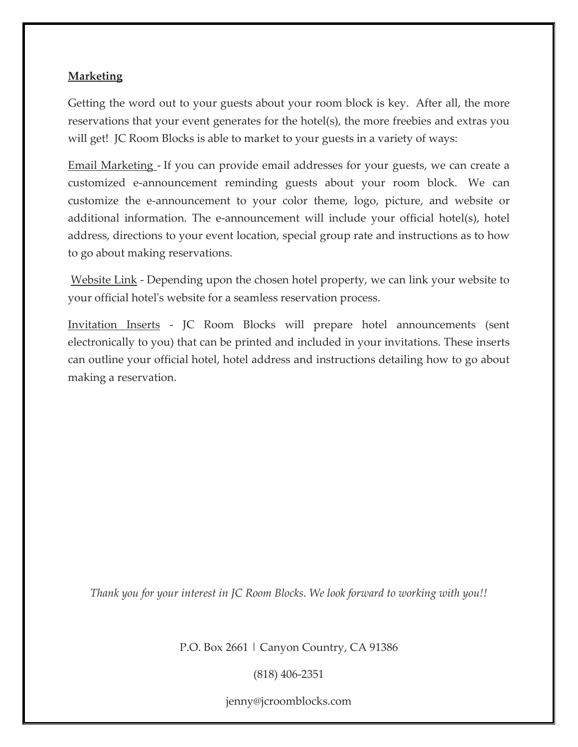**Marketing**

Getting the word out to your guests about your room block is key. After all, the more reservations that your event generates for the hotel(s), the more freebies and extras you will get! JC Room Blocks is able to market to your guests in a variety of ways:

Email Marketing - If you can provide email addresses for your guests, we can create a customized e-announcement reminding guests about your room block. We can customize the e-announcement to your color theme, logo, picture, and website or additional information. The e-announcement will include your official hotel(s), hotel address, directions to your event location, special group rate and instructions as to how to go about making reservations.

Website Link - Depending upon the chosen hotel property, we can link your website to your official hotel's website for a seamless reservation process.

Invitation Inserts - JC Room Blocks will prepare hotel announcements (sent electronically to you) that can be printed and included in your invitations. These inserts can outline your official hotel, hotel address and instructions detailing how to go about making a reservation.

*Thank you for your interest in JC Room Blocks. We look forward to working with you!!*

P.O. Box 2661 | Canyon Country, CA 91386

(818) 406-2351

jenny@jcroomblocks.com